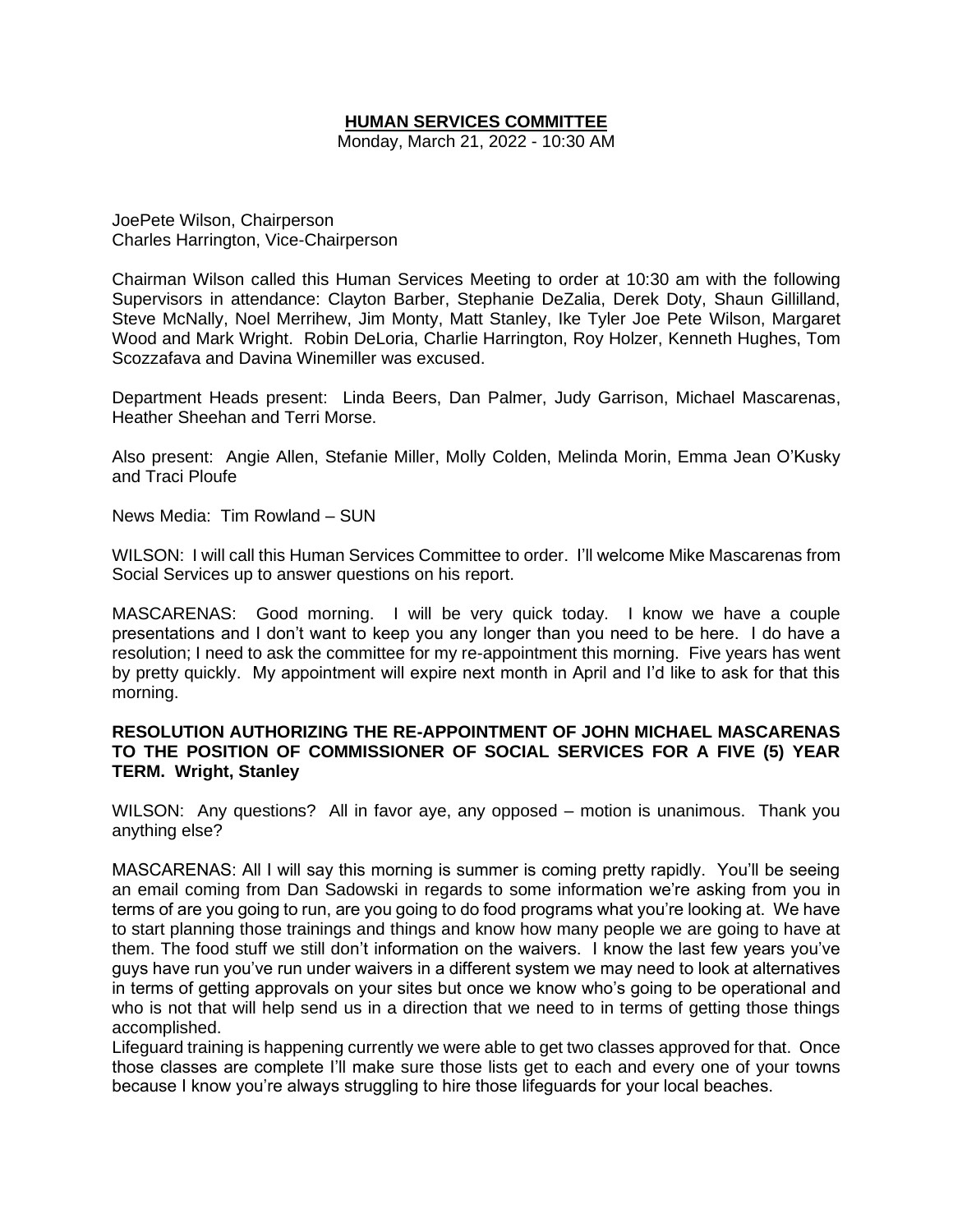# HUMAN SERVICES COMMITTEE

Monday, March 21, 2022 - 10:30 AM

JoePete Wilson, Chairperson
Charles Harrington, Vice-Chairperson

Chairman Wilson called this Human Services Meeting to order at 10:30 am with the following Supervisors in attendance: Clayton Barber, Stephanie DeZalia, Derek Doty, Shaun Gillilland, Steve McNally, Noel Merrihew, Jim Monty, Matt Stanley, Ike Tyler Joe Pete Wilson, Margaret Wood and Mark Wright. Robin DeLoria, Charlie Harrington, Roy Holzer, Kenneth Hughes, Tom Scozzafava and Davina Winemiller was excused.

Department Heads present: Linda Beers, Dan Palmer, Judy Garrison, Michael Mascarenas, Heather Sheehan and Terri Morse.

Also present: Angie Allen, Stefanie Miller, Molly Colden, Melinda Morin, Emma Jean O'Kusky and Traci Ploufe

News Media: Tim Rowland – SUN

WILSON: I will call this Human Services Committee to order. I'll welcome Mike Mascarenas from Social Services up to answer questions on his report.

MASCARENAS: Good morning. I will be very quick today. I know we have a couple presentations and I don't want to keep you any longer than you need to be here. I do have a resolution; I need to ask the committee for my re-appointment this morning. Five years has went by pretty quickly. My appointment will expire next month in April and I'd like to ask for that this morning.

**RESOLUTION AUTHORIZING THE RE-APPOINTMENT OF JOHN MICHAEL MASCARENAS TO THE POSITION OF COMMISSIONER OF SOCIAL SERVICES FOR A FIVE (5) YEAR TERM. Wright, Stanley**

WILSON: Any questions? All in favor aye, any opposed – motion is unanimous. Thank you anything else?

MASCARENAS: All I will say this morning is summer is coming pretty rapidly. You'll be seeing an email coming from Dan Sadowski in regards to some information we're asking from you in terms of are you going to run, are you going to do food programs what you're looking at. We have to start planning those trainings and things and know how many people we are going to have at them. The food stuff we still don't information on the waivers. I know the last few years you've guys have run you've run under waivers in a different system we may need to look at alternatives in terms of getting approvals on your sites but once we know who's going to be operational and who is not that will help send us in a direction that we need to in terms of getting those things accomplished.

Lifeguard training is happening currently we were able to get two classes approved for that. Once those classes are complete I'll make sure those lists get to each and every one of your towns because I know you're always struggling to hire those lifeguards for your local beaches.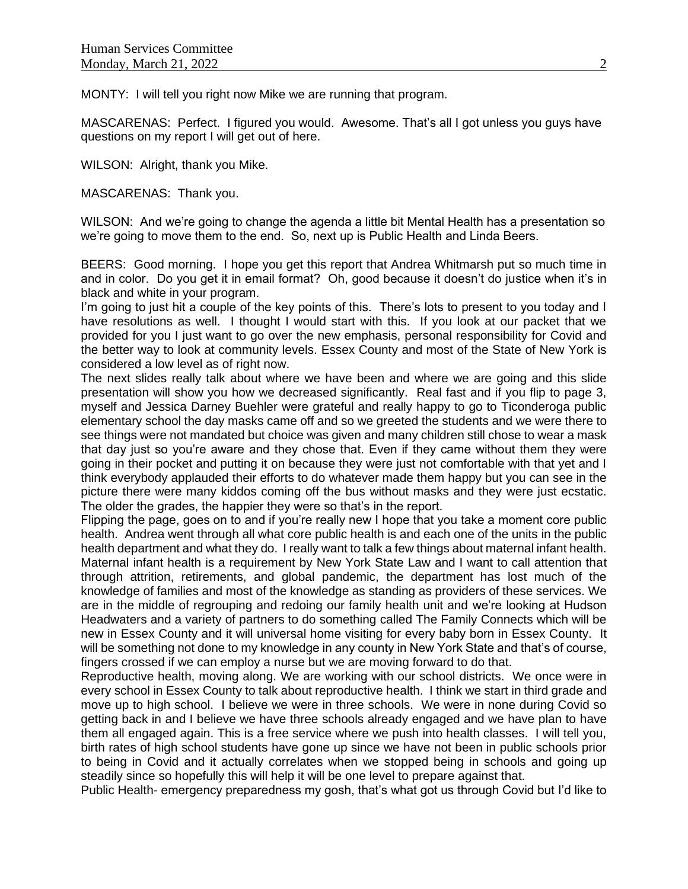MONTY: I will tell you right now Mike we are running that program.

MASCARENAS: Perfect. I figured you would. Awesome. That's all I got unless you guys have questions on my report I will get out of here.

WILSON: Alright, thank you Mike.

MASCARENAS: Thank you.

WILSON: And we're going to change the agenda a little bit Mental Health has a presentation so we're going to move them to the end. So, next up is Public Health and Linda Beers.

BEERS: Good morning. I hope you get this report that Andrea Whitmarsh put so much time in and in color. Do you get it in email format? Oh, good because it doesn't do justice when it's in black and white in your program.

I'm going to just hit a couple of the key points of this. There's lots to present to you today and I have resolutions as well. I thought I would start with this. If you look at our packet that we provided for you I just want to go over the new emphasis, personal responsibility for Covid and the better way to look at community levels. Essex County and most of the State of New York is considered a low level as of right now.

The next slides really talk about where we have been and where we are going and this slide presentation will show you how we decreased significantly. Real fast and if you flip to page 3, myself and Jessica Darney Buehler were grateful and really happy to go to Ticonderoga public elementary school the day masks came off and so we greeted the students and we were there to see things were not mandated but choice was given and many children still chose to wear a mask that day just so you're aware and they chose that. Even if they came without them they were going in their pocket and putting it on because they were just not comfortable with that yet and I think everybody applauded their efforts to do whatever made them happy but you can see in the picture there were many kiddos coming off the bus without masks and they were just ecstatic. The older the grades, the happier they were so that's in the report.

Flipping the page, goes on to and if you're really new I hope that you take a moment core public health. Andrea went through all what core public health is and each one of the units in the public health department and what they do. I really want to talk a few things about maternal infant health. Maternal infant health is a requirement by New York State Law and I want to call attention that through attrition, retirements, and global pandemic, the department has lost much of the knowledge of families and most of the knowledge as standing as providers of these services. We are in the middle of regrouping and redoing our family health unit and we're looking at Hudson Headwaters and a variety of partners to do something called The Family Connects which will be new in Essex County and it will universal home visiting for every baby born in Essex County. It will be something not done to my knowledge in any county in New York State and that's of course, fingers crossed if we can employ a nurse but we are moving forward to do that.

Reproductive health, moving along. We are working with our school districts. We once were in every school in Essex County to talk about reproductive health. I think we start in third grade and move up to high school. I believe we were in three schools. We were in none during Covid so getting back in and I believe we have three schools already engaged and we have plan to have them all engaged again. This is a free service where we push into health classes. I will tell you, birth rates of high school students have gone up since we have not been in public schools prior to being in Covid and it actually correlates when we stopped being in schools and going up steadily since so hopefully this will help it will be one level to prepare against that.

Public Health- emergency preparedness my gosh, that's what got us through Covid but I'd like to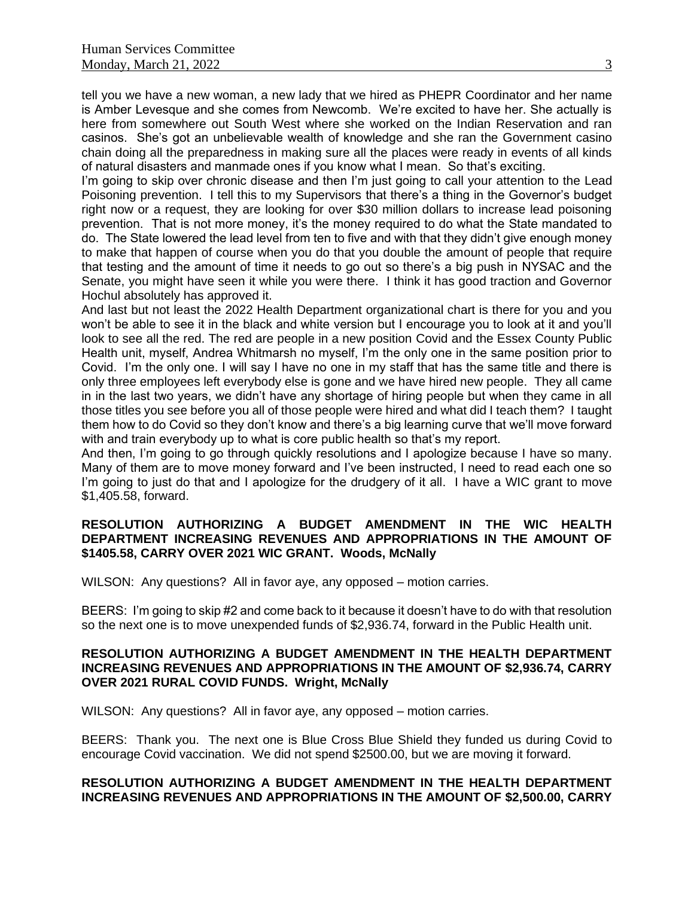tell you we have a new woman, a new lady that we hired as PHEPR Coordinator and her name is Amber Levesque and she comes from Newcomb. We're excited to have her. She actually is here from somewhere out South West where she worked on the Indian Reservation and ran casinos. She's got an unbelievable wealth of knowledge and she ran the Government casino chain doing all the preparedness in making sure all the places were ready in events of all kinds of natural disasters and manmade ones if you know what I mean. So that's exciting.

I'm going to skip over chronic disease and then I'm just going to call your attention to the Lead Poisoning prevention. I tell this to my Supervisors that there's a thing in the Governor's budget right now or a request, they are looking for over $30 million dollars to increase lead poisoning prevention. That is not more money, it's the money required to do what the State mandated to do. The State lowered the lead level from ten to five and with that they didn't give enough money to make that happen of course when you do that you double the amount of people that require that testing and the amount of time it needs to go out so there's a big push in NYSAC and the Senate, you might have seen it while you were there. I think it has good traction and Governor Hochul absolutely has approved it.

And last but not least the 2022 Health Department organizational chart is there for you and you won't be able to see it in the black and white version but I encourage you to look at it and you'll look to see all the red. The red are people in a new position Covid and the Essex County Public Health unit, myself, Andrea Whitmarsh no myself, I'm the only one in the same position prior to Covid. I'm the only one. I will say I have no one in my staff that has the same title and there is only three employees left everybody else is gone and we have hired new people. They all came in in the last two years, we didn't have any shortage of hiring people but when they came in all those titles you see before you all of those people were hired and what did I teach them? I taught them how to do Covid so they don't know and there's a big learning curve that we'll move forward with and train everybody up to what is core public health so that's my report.

And then, I'm going to go through quickly resolutions and I apologize because I have so many. Many of them are to move money forward and I've been instructed, I need to read each one so I'm going to just do that and I apologize for the drudgery of it all. I have a WIC grant to move $1,405.58, forward.

**RESOLUTION AUTHORIZING A BUDGET AMENDMENT IN THE WIC HEALTH DEPARTMENT INCREASING REVENUES AND APPROPRIATIONS IN THE AMOUNT OF $1405.58, CARRY OVER 2021 WIC GRANT. Woods, McNally**

WILSON: Any questions? All in favor aye, any opposed – motion carries.

BEERS: I'm going to skip #2 and come back to it because it doesn't have to do with that resolution so the next one is to move unexpended funds of $2,936.74, forward in the Public Health unit.

**RESOLUTION AUTHORIZING A BUDGET AMENDMENT IN THE HEALTH DEPARTMENT INCREASING REVENUES AND APPROPRIATIONS IN THE AMOUNT OF $2,936.74, CARRY OVER 2021 RURAL COVID FUNDS. Wright, McNally**

WILSON: Any questions? All in favor aye, any opposed – motion carries.

BEERS: Thank you. The next one is Blue Cross Blue Shield they funded us during Covid to encourage Covid vaccination. We did not spend $2500.00, but we are moving it forward.

**RESOLUTION AUTHORIZING A BUDGET AMENDMENT IN THE HEALTH DEPARTMENT INCREASING REVENUES AND APPROPRIATIONS IN THE AMOUNT OF $2,500.00, CARRY**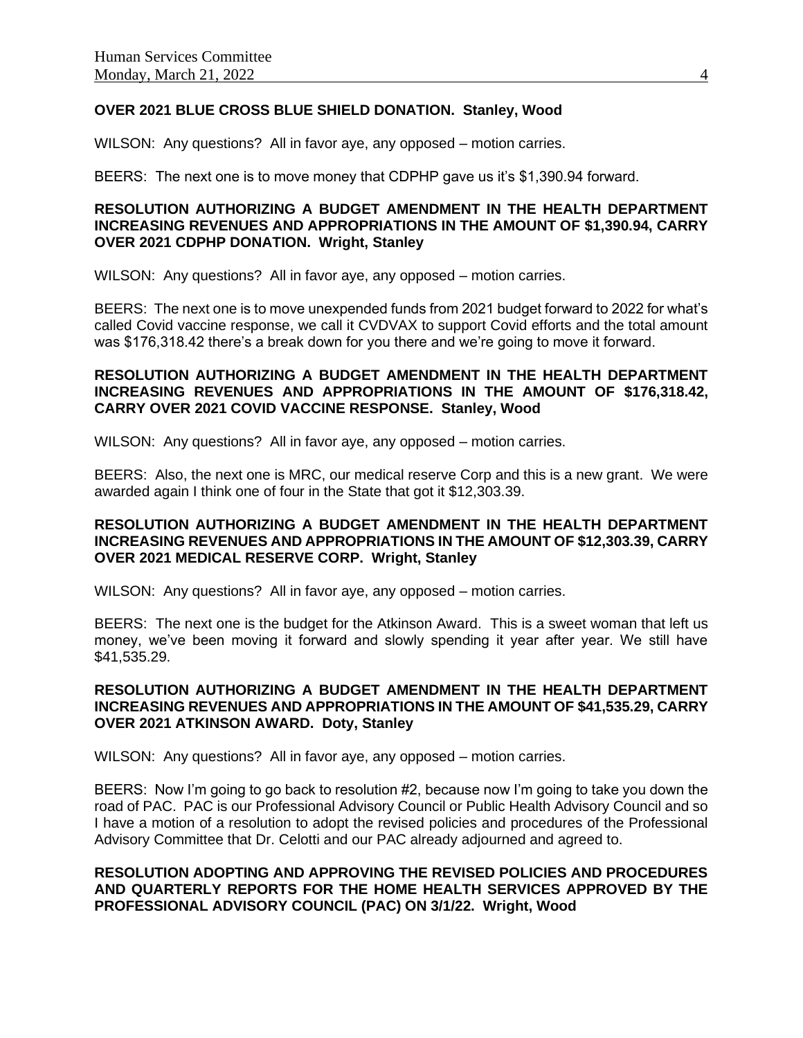**OVER 2021 BLUE CROSS BLUE SHIELD DONATION. Stanley, Wood**

WILSON: Any questions? All in favor aye, any opposed – motion carries.

BEERS: The next one is to move money that CDPHP gave us it's $1,390.94 forward.

**RESOLUTION AUTHORIZING A BUDGET AMENDMENT IN THE HEALTH DEPARTMENT INCREASING REVENUES AND APPROPRIATIONS IN THE AMOUNT OF $1,390.94, CARRY OVER 2021 CDPHP DONATION. Wright, Stanley**

WILSON: Any questions? All in favor aye, any opposed – motion carries.

BEERS: The next one is to move unexpended funds from 2021 budget forward to 2022 for what's called Covid vaccine response, we call it CVDVAX to support Covid efforts and the total amount was $176,318.42 there's a break down for you there and we're going to move it forward.

**RESOLUTION AUTHORIZING A BUDGET AMENDMENT IN THE HEALTH DEPARTMENT INCREASING REVENUES AND APPROPRIATIONS IN THE AMOUNT OF $176,318.42, CARRY OVER 2021 COVID VACCINE RESPONSE. Stanley, Wood**

WILSON: Any questions? All in favor aye, any opposed – motion carries.

BEERS: Also, the next one is MRC, our medical reserve Corp and this is a new grant. We were awarded again I think one of four in the State that got it $12,303.39.

**RESOLUTION AUTHORIZING A BUDGET AMENDMENT IN THE HEALTH DEPARTMENT INCREASING REVENUES AND APPROPRIATIONS IN THE AMOUNT OF $12,303.39, CARRY OVER 2021 MEDICAL RESERVE CORP. Wright, Stanley**

WILSON: Any questions? All in favor aye, any opposed – motion carries.

BEERS: The next one is the budget for the Atkinson Award. This is a sweet woman that left us money, we've been moving it forward and slowly spending it year after year. We still have $41,535.29.

**RESOLUTION AUTHORIZING A BUDGET AMENDMENT IN THE HEALTH DEPARTMENT INCREASING REVENUES AND APPROPRIATIONS IN THE AMOUNT OF $41,535.29, CARRY OVER 2021 ATKINSON AWARD. Doty, Stanley**

WILSON: Any questions? All in favor aye, any opposed – motion carries.

BEERS: Now I'm going to go back to resolution #2, because now I'm going to take you down the road of PAC. PAC is our Professional Advisory Council or Public Health Advisory Council and so I have a motion of a resolution to adopt the revised policies and procedures of the Professional Advisory Committee that Dr. Celotti and our PAC already adjourned and agreed to.

**RESOLUTION ADOPTING AND APPROVING THE REVISED POLICIES AND PROCEDURES AND QUARTERLY REPORTS FOR THE HOME HEALTH SERVICES APPROVED BY THE PROFESSIONAL ADVISORY COUNCIL (PAC) ON 3/1/22. Wright, Wood**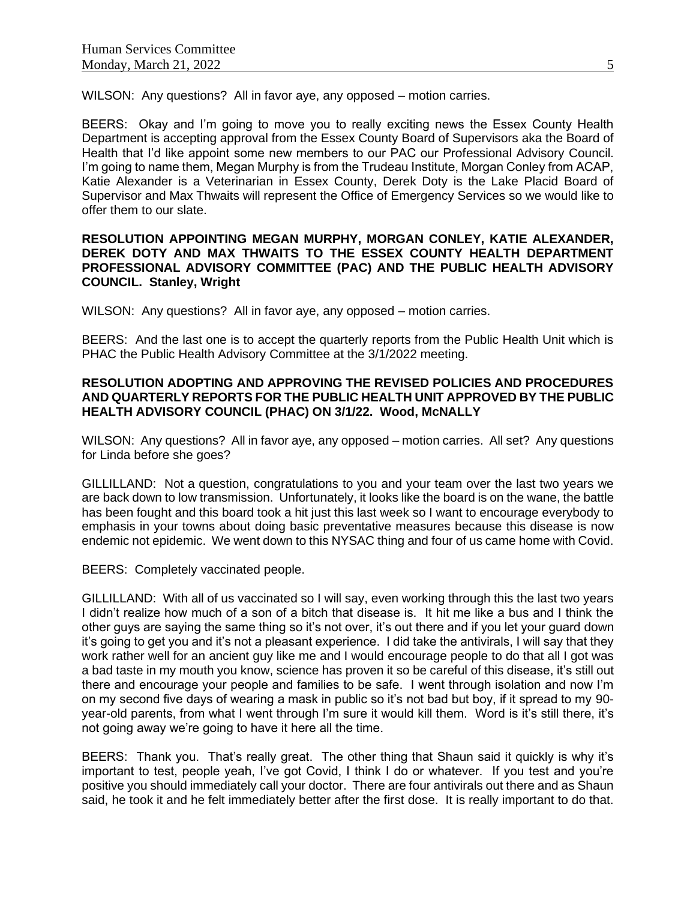WILSON: Any questions? All in favor aye, any opposed – motion carries.

BEERS: Okay and I'm going to move you to really exciting news the Essex County Health Department is accepting approval from the Essex County Board of Supervisors aka the Board of Health that I'd like appoint some new members to our PAC our Professional Advisory Council. I'm going to name them, Megan Murphy is from the Trudeau Institute, Morgan Conley from ACAP, Katie Alexander is a Veterinarian in Essex County, Derek Doty is the Lake Placid Board of Supervisor and Max Thwaits will represent the Office of Emergency Services so we would like to offer them to our slate.

**RESOLUTION APPOINTING MEGAN MURPHY, MORGAN CONLEY, KATIE ALEXANDER, DEREK DOTY AND MAX THWAITS TO THE ESSEX COUNTY HEALTH DEPARTMENT PROFESSIONAL ADVISORY COMMITTEE (PAC) AND THE PUBLIC HEALTH ADVISORY COUNCIL. Stanley, Wright**

WILSON: Any questions? All in favor aye, any opposed – motion carries.

BEERS: And the last one is to accept the quarterly reports from the Public Health Unit which is PHAC the Public Health Advisory Committee at the 3/1/2022 meeting.

**RESOLUTION ADOPTING AND APPROVING THE REVISED POLICIES AND PROCEDURES AND QUARTERLY REPORTS FOR THE PUBLIC HEALTH UNIT APPROVED BY THE PUBLIC HEALTH ADVISORY COUNCIL (PHAC) ON 3/1/22. Wood, McNALLY**

WILSON: Any questions? All in favor aye, any opposed – motion carries. All set? Any questions for Linda before she goes?

GILLILLAND: Not a question, congratulations to you and your team over the last two years we are back down to low transmission. Unfortunately, it looks like the board is on the wane, the battle has been fought and this board took a hit just this last week so I want to encourage everybody to emphasis in your towns about doing basic preventative measures because this disease is now endemic not epidemic. We went down to this NYSAC thing and four of us came home with Covid.

BEERS: Completely vaccinated people.

GILLILLAND: With all of us vaccinated so I will say, even working through this the last two years I didn't realize how much of a son of a bitch that disease is. It hit me like a bus and I think the other guys are saying the same thing so it's not over, it's out there and if you let your guard down it's going to get you and it's not a pleasant experience. I did take the antivirals, I will say that they work rather well for an ancient guy like me and I would encourage people to do that all I got was a bad taste in my mouth you know, science has proven it so be careful of this disease, it's still out there and encourage your people and families to be safe. I went through isolation and now I'm on my second five days of wearing a mask in public so it's not bad but boy, if it spread to my 90-year-old parents, from what I went through I'm sure it would kill them. Word is it's still there, it's not going away we're going to have it here all the time.

BEERS: Thank you. That's really great. The other thing that Shaun said it quickly is why it's important to test, people yeah, I've got Covid, I think I do or whatever. If you test and you're positive you should immediately call your doctor. There are four antivirals out there and as Shaun said, he took it and he felt immediately better after the first dose. It is really important to do that.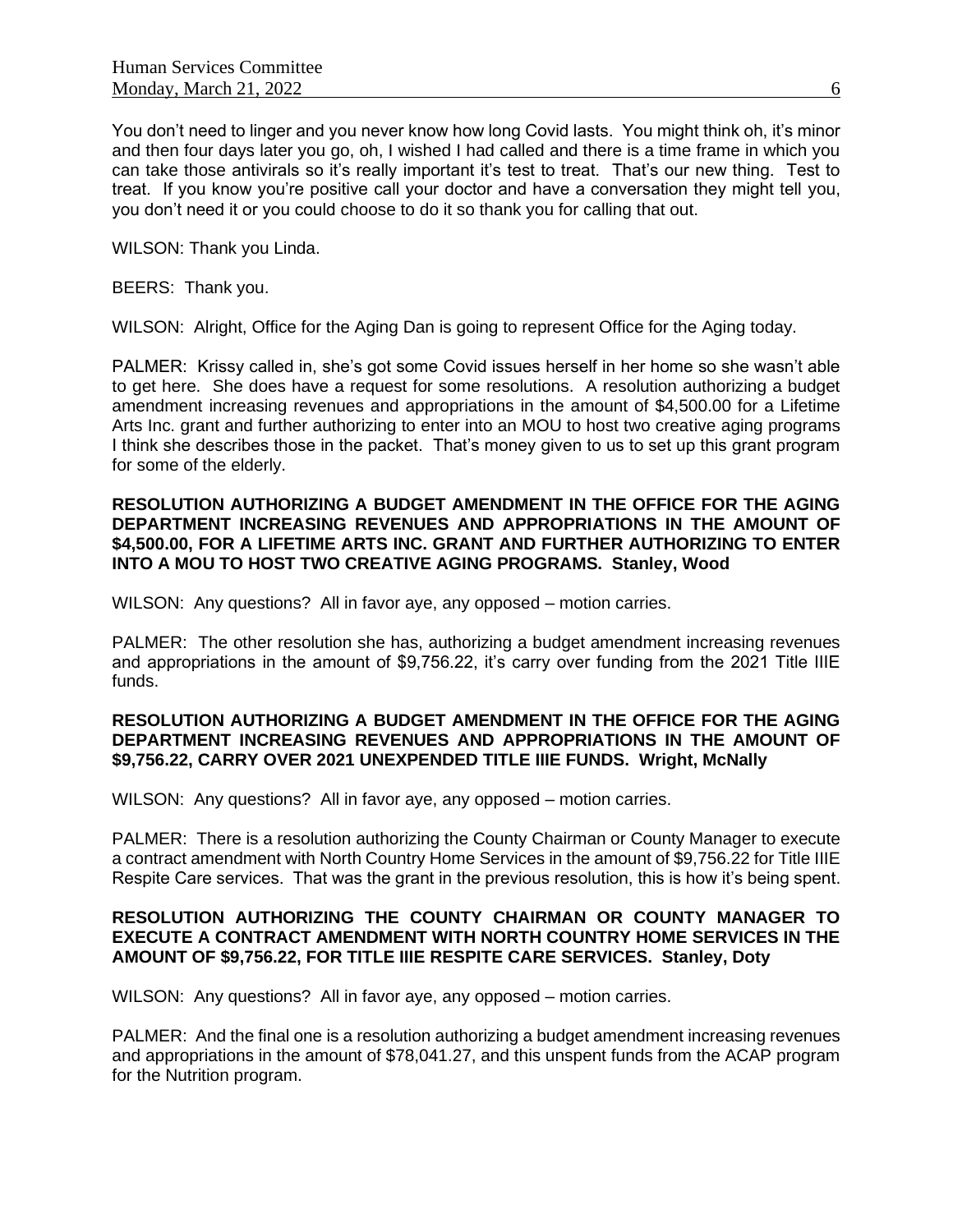You don't need to linger and you never know how long Covid lasts. You might think oh, it's minor and then four days later you go, oh, I wished I had called and there is a time frame in which you can take those antivirals so it's really important it's test to treat. That's our new thing. Test to treat. If you know you're positive call your doctor and have a conversation they might tell you, you don't need it or you could choose to do it so thank you for calling that out.

WILSON: Thank you Linda.

BEERS: Thank you.

WILSON: Alright, Office for the Aging Dan is going to represent Office for the Aging today.

PALMER: Krissy called in, she's got some Covid issues herself in her home so she wasn't able to get here. She does have a request for some resolutions. A resolution authorizing a budget amendment increasing revenues and appropriations in the amount of $4,500.00 for a Lifetime Arts Inc. grant and further authorizing to enter into an MOU to host two creative aging programs I think she describes those in the packet. That's money given to us to set up this grant program for some of the elderly.

**RESOLUTION AUTHORIZING A BUDGET AMENDMENT IN THE OFFICE FOR THE AGING DEPARTMENT INCREASING REVENUES AND APPROPRIATIONS IN THE AMOUNT OF $4,500.00, FOR A LIFETIME ARTS INC. GRANT AND FURTHER AUTHORIZING TO ENTER INTO A MOU TO HOST TWO CREATIVE AGING PROGRAMS. Stanley, Wood**

WILSON: Any questions? All in favor aye, any opposed – motion carries.

PALMER: The other resolution she has, authorizing a budget amendment increasing revenues and appropriations in the amount of $9,756.22, it's carry over funding from the 2021 Title IIIE funds.

**RESOLUTION AUTHORIZING A BUDGET AMENDMENT IN THE OFFICE FOR THE AGING DEPARTMENT INCREASING REVENUES AND APPROPRIATIONS IN THE AMOUNT OF $9,756.22, CARRY OVER 2021 UNEXPENDED TITLE IIIE FUNDS. Wright, McNally**

WILSON: Any questions? All in favor aye, any opposed – motion carries.

PALMER: There is a resolution authorizing the County Chairman or County Manager to execute a contract amendment with North Country Home Services in the amount of $9,756.22 for Title IIIE Respite Care services. That was the grant in the previous resolution, this is how it's being spent.

**RESOLUTION AUTHORIZING THE COUNTY CHAIRMAN OR COUNTY MANAGER TO EXECUTE A CONTRACT AMENDMENT WITH NORTH COUNTRY HOME SERVICES IN THE AMOUNT OF $9,756.22, FOR TITLE IIIE RESPITE CARE SERVICES. Stanley, Doty**

WILSON: Any questions? All in favor aye, any opposed – motion carries.

PALMER: And the final one is a resolution authorizing a budget amendment increasing revenues and appropriations in the amount of $78,041.27, and this unspent funds from the ACAP program for the Nutrition program.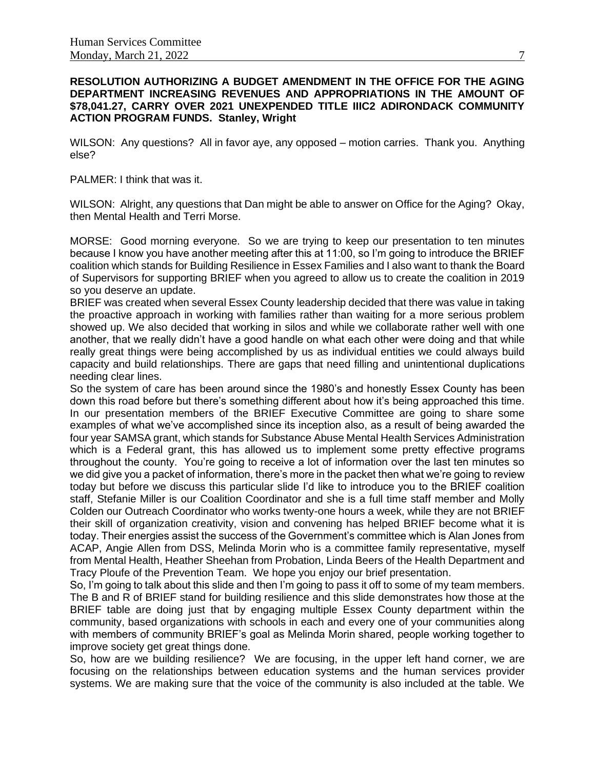**RESOLUTION AUTHORIZING A BUDGET AMENDMENT IN THE OFFICE FOR THE AGING DEPARTMENT INCREASING REVENUES AND APPROPRIATIONS IN THE AMOUNT OF $78,041.27, CARRY OVER 2021 UNEXPENDED TITLE IIIC2 ADIRONDACK COMMUNITY ACTION PROGRAM FUNDS. Stanley, Wright**

WILSON: Any questions? All in favor aye, any opposed – motion carries. Thank you. Anything else?

PALMER: I think that was it.

WILSON: Alright, any questions that Dan might be able to answer on Office for the Aging? Okay, then Mental Health and Terri Morse.

MORSE: Good morning everyone. So we are trying to keep our presentation to ten minutes because I know you have another meeting after this at 11:00, so I'm going to introduce the BRIEF coalition which stands for Building Resilience in Essex Families and I also want to thank the Board of Supervisors for supporting BRIEF when you agreed to allow us to create the coalition in 2019 so you deserve an update.

BRIEF was created when several Essex County leadership decided that there was value in taking the proactive approach in working with families rather than waiting for a more serious problem showed up. We also decided that working in silos and while we collaborate rather well with one another, that we really didn't have a good handle on what each other were doing and that while really great things were being accomplished by us as individual entities we could always build capacity and build relationships. There are gaps that need filling and unintentional duplications needing clear lines.

So the system of care has been around since the 1980's and honestly Essex County has been down this road before but there's something different about how it's being approached this time. In our presentation members of the BRIEF Executive Committee are going to share some examples of what we've accomplished since its inception also, as a result of being awarded the four year SAMSA grant, which stands for Substance Abuse Mental Health Services Administration which is a Federal grant, this has allowed us to implement some pretty effective programs throughout the county. You're going to receive a lot of information over the last ten minutes so we did give you a packet of information, there's more in the packet then what we're going to review today but before we discuss this particular slide I'd like to introduce you to the BRIEF coalition staff, Stefanie Miller is our Coalition Coordinator and she is a full time staff member and Molly Colden our Outreach Coordinator who works twenty-one hours a week, while they are not BRIEF their skill of organization creativity, vision and convening has helped BRIEF become what it is today. Their energies assist the success of the Government's committee which is Alan Jones from ACAP, Angie Allen from DSS, Melinda Morin who is a committee family representative, myself from Mental Health, Heather Sheehan from Probation, Linda Beers of the Health Department and Tracy Ploufe of the Prevention Team. We hope you enjoy our brief presentation.

So, I'm going to talk about this slide and then I'm going to pass it off to some of my team members. The B and R of BRIEF stand for building resilience and this slide demonstrates how those at the BRIEF table are doing just that by engaging multiple Essex County department within the community, based organizations with schools in each and every one of your communities along with members of community BRIEF's goal as Melinda Morin shared, people working together to improve society get great things done.

So, how are we building resilience? We are focusing, in the upper left hand corner, we are focusing on the relationships between education systems and the human services provider systems. We are making sure that the voice of the community is also included at the table. We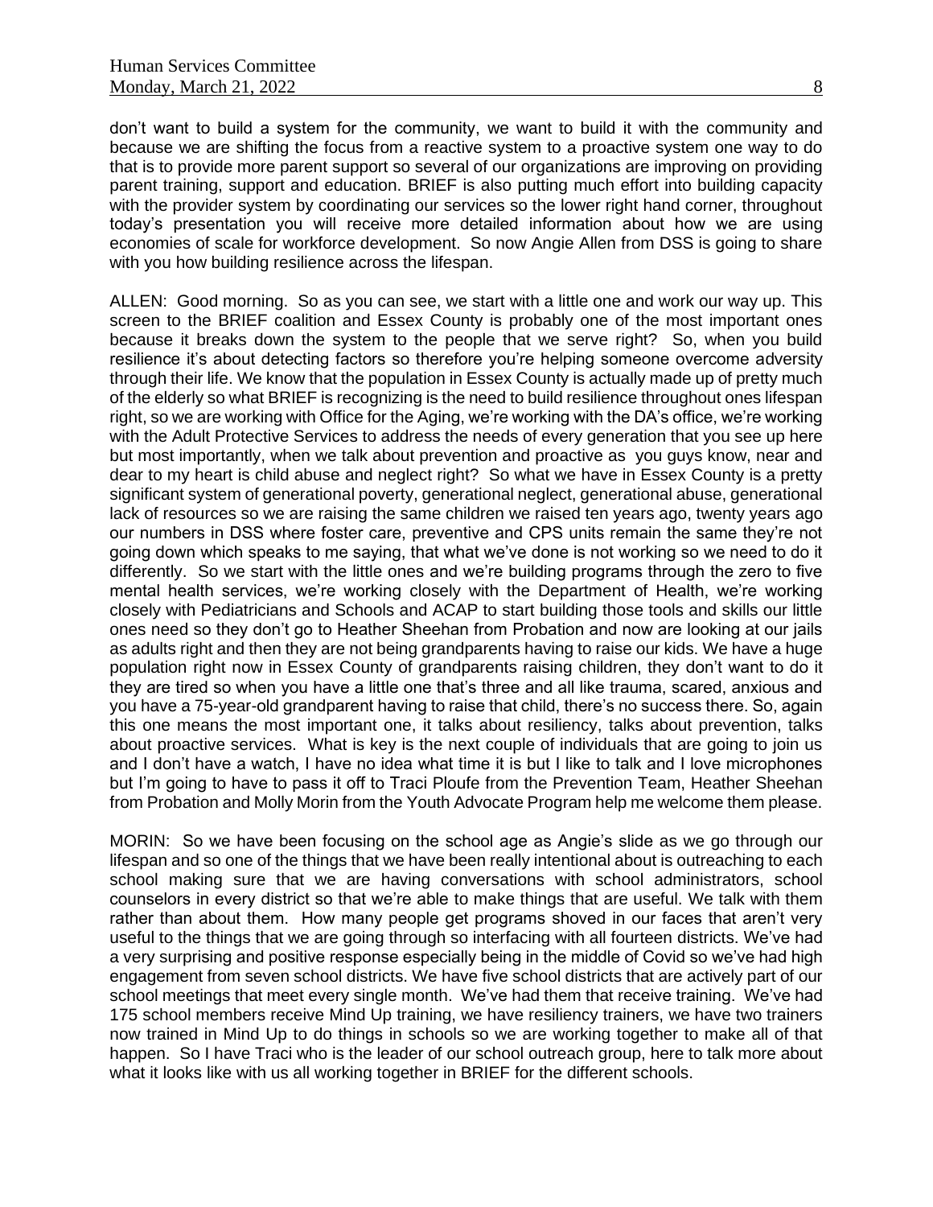don't want to build a system for the community, we want to build it with the community and because we are shifting the focus from a reactive system to a proactive system one way to do that is to provide more parent support so several of our organizations are improving on providing parent training, support and education. BRIEF is also putting much effort into building capacity with the provider system by coordinating our services so the lower right hand corner, throughout today's presentation you will receive more detailed information about how we are using economies of scale for workforce development. So now Angie Allen from DSS is going to share with you how building resilience across the lifespan.

ALLEN: Good morning. So as you can see, we start with a little one and work our way up. This screen to the BRIEF coalition and Essex County is probably one of the most important ones because it breaks down the system to the people that we serve right? So, when you build resilience it's about detecting factors so therefore you're helping someone overcome adversity through their life. We know that the population in Essex County is actually made up of pretty much of the elderly so what BRIEF is recognizing is the need to build resilience throughout ones lifespan right, so we are working with Office for the Aging, we're working with the DA's office, we're working with the Adult Protective Services to address the needs of every generation that you see up here but most importantly, when we talk about prevention and proactive as you guys know, near and dear to my heart is child abuse and neglect right? So what we have in Essex County is a pretty significant system of generational poverty, generational neglect, generational abuse, generational lack of resources so we are raising the same children we raised ten years ago, twenty years ago our numbers in DSS where foster care, preventive and CPS units remain the same they're not going down which speaks to me saying, that what we've done is not working so we need to do it differently. So we start with the little ones and we're building programs through the zero to five mental health services, we're working closely with the Department of Health, we're working closely with Pediatricians and Schools and ACAP to start building those tools and skills our little ones need so they don't go to Heather Sheehan from Probation and now are looking at our jails as adults right and then they are not being grandparents having to raise our kids. We have a huge population right now in Essex County of grandparents raising children, they don't want to do it they are tired so when you have a little one that's three and all like trauma, scared, anxious and you have a 75-year-old grandparent having to raise that child, there's no success there. So, again this one means the most important one, it talks about resiliency, talks about prevention, talks about proactive services. What is key is the next couple of individuals that are going to join us and I don't have a watch, I have no idea what time it is but I like to talk and I love microphones but I'm going to have to pass it off to Traci Ploufe from the Prevention Team, Heather Sheehan from Probation and Molly Morin from the Youth Advocate Program help me welcome them please.

MORIN: So we have been focusing on the school age as Angie's slide as we go through our lifespan and so one of the things that we have been really intentional about is outreaching to each school making sure that we are having conversations with school administrators, school counselors in every district so that we're able to make things that are useful. We talk with them rather than about them. How many people get programs shoved in our faces that aren't very useful to the things that we are going through so interfacing with all fourteen districts. We've had a very surprising and positive response especially being in the middle of Covid so we've had high engagement from seven school districts. We have five school districts that are actively part of our school meetings that meet every single month. We've had them that receive training. We've had 175 school members receive Mind Up training, we have resiliency trainers, we have two trainers now trained in Mind Up to do things in schools so we are working together to make all of that happen. So I have Traci who is the leader of our school outreach group, here to talk more about what it looks like with us all working together in BRIEF for the different schools.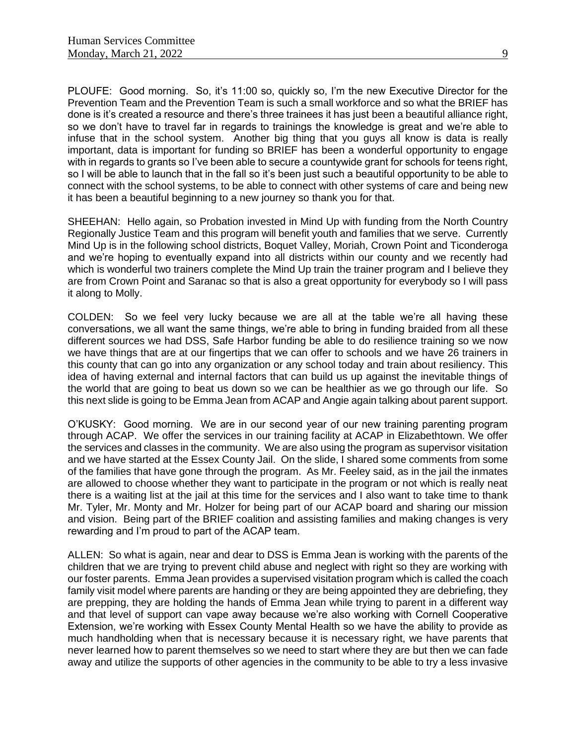PLOUFE: Good morning. So, it's 11:00 so, quickly so, I'm the new Executive Director for the Prevention Team and the Prevention Team is such a small workforce and so what the BRIEF has done is it's created a resource and there's three trainees it has just been a beautiful alliance right, so we don't have to travel far in regards to trainings the knowledge is great and we're able to infuse that in the school system. Another big thing that you guys all know is data is really important, data is important for funding so BRIEF has been a wonderful opportunity to engage with in regards to grants so I've been able to secure a countywide grant for schools for teens right, so I will be able to launch that in the fall so it's been just such a beautiful opportunity to be able to connect with the school systems, to be able to connect with other systems of care and being new it has been a beautiful beginning to a new journey so thank you for that.

SHEEHAN: Hello again, so Probation invested in Mind Up with funding from the North Country Regionally Justice Team and this program will benefit youth and families that we serve. Currently Mind Up is in the following school districts, Boquet Valley, Moriah, Crown Point and Ticonderoga and we're hoping to eventually expand into all districts within our county and we recently had which is wonderful two trainers complete the Mind Up train the trainer program and I believe they are from Crown Point and Saranac so that is also a great opportunity for everybody so I will pass it along to Molly.

COLDEN: So we feel very lucky because we are all at the table we're all having these conversations, we all want the same things, we're able to bring in funding braided from all these different sources we had DSS, Safe Harbor funding be able to do resilience training so we now we have things that are at our fingertips that we can offer to schools and we have 26 trainers in this county that can go into any organization or any school today and train about resiliency. This idea of having external and internal factors that can build us up against the inevitable things of the world that are going to beat us down so we can be healthier as we go through our life. So this next slide is going to be Emma Jean from ACAP and Angie again talking about parent support.

O'KUSKY: Good morning. We are in our second year of our new training parenting program through ACAP. We offer the services in our training facility at ACAP in Elizabethtown. We offer the services and classes in the community. We are also using the program as supervisor visitation and we have started at the Essex County Jail. On the slide, I shared some comments from some of the families that have gone through the program. As Mr. Feeley said, as in the jail the inmates are allowed to choose whether they want to participate in the program or not which is really neat there is a waiting list at the jail at this time for the services and I also want to take time to thank Mr. Tyler, Mr. Monty and Mr. Holzer for being part of our ACAP board and sharing our mission and vision. Being part of the BRIEF coalition and assisting families and making changes is very rewarding and I'm proud to part of the ACAP team.

ALLEN: So what is again, near and dear to DSS is Emma Jean is working with the parents of the children that we are trying to prevent child abuse and neglect with right so they are working with our foster parents. Emma Jean provides a supervised visitation program which is called the coach family visit model where parents are handing or they are being appointed they are debriefing, they are prepping, they are holding the hands of Emma Jean while trying to parent in a different way and that level of support can vape away because we're also working with Cornell Cooperative Extension, we're working with Essex County Mental Health so we have the ability to provide as much handholding when that is necessary because it is necessary right, we have parents that never learned how to parent themselves so we need to start where they are but then we can fade away and utilize the supports of other agencies in the community to be able to try a less invasive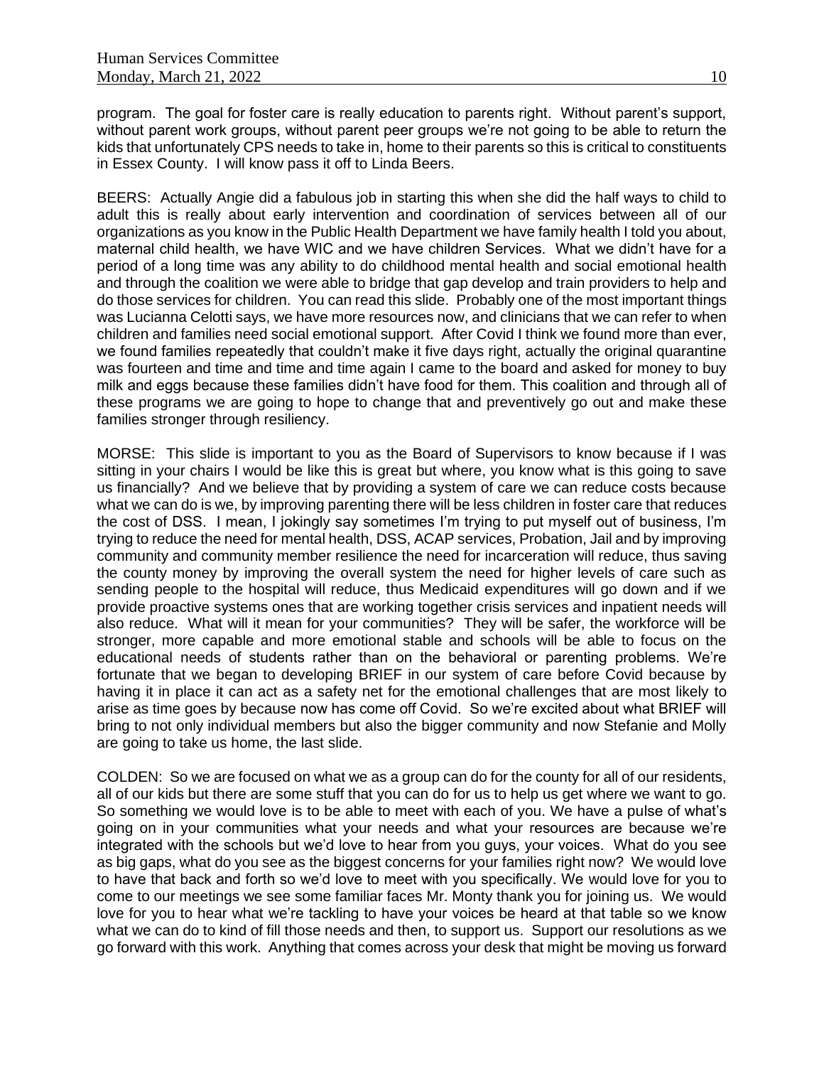program. The goal for foster care is really education to parents right. Without parent's support, without parent work groups, without parent peer groups we're not going to be able to return the kids that unfortunately CPS needs to take in, home to their parents so this is critical to constituents in Essex County. I will know pass it off to Linda Beers.

BEERS: Actually Angie did a fabulous job in starting this when she did the half ways to child to adult this is really about early intervention and coordination of services between all of our organizations as you know in the Public Health Department we have family health I told you about, maternal child health, we have WIC and we have children Services. What we didn't have for a period of a long time was any ability to do childhood mental health and social emotional health and through the coalition we were able to bridge that gap develop and train providers to help and do those services for children. You can read this slide. Probably one of the most important things was Lucianna Celotti says, we have more resources now, and clinicians that we can refer to when children and families need social emotional support. After Covid I think we found more than ever, we found families repeatedly that couldn't make it five days right, actually the original quarantine was fourteen and time and time and time again I came to the board and asked for money to buy milk and eggs because these families didn't have food for them. This coalition and through all of these programs we are going to hope to change that and preventively go out and make these families stronger through resiliency.

MORSE: This slide is important to you as the Board of Supervisors to know because if I was sitting in your chairs I would be like this is great but where, you know what is this going to save us financially? And we believe that by providing a system of care we can reduce costs because what we can do is we, by improving parenting there will be less children in foster care that reduces the cost of DSS. I mean, I jokingly say sometimes I'm trying to put myself out of business, I'm trying to reduce the need for mental health, DSS, ACAP services, Probation, Jail and by improving community and community member resilience the need for incarceration will reduce, thus saving the county money by improving the overall system the need for higher levels of care such as sending people to the hospital will reduce, thus Medicaid expenditures will go down and if we provide proactive systems ones that are working together crisis services and inpatient needs will also reduce. What will it mean for your communities? They will be safer, the workforce will be stronger, more capable and more emotional stable and schools will be able to focus on the educational needs of students rather than on the behavioral or parenting problems. We're fortunate that we began to developing BRIEF in our system of care before Covid because by having it in place it can act as a safety net for the emotional challenges that are most likely to arise as time goes by because now has come off Covid. So we're excited about what BRIEF will bring to not only individual members but also the bigger community and now Stefanie and Molly are going to take us home, the last slide.

COLDEN: So we are focused on what we as a group can do for the county for all of our residents, all of our kids but there are some stuff that you can do for us to help us get where we want to go. So something we would love is to be able to meet with each of you. We have a pulse of what's going on in your communities what your needs and what your resources are because we're integrated with the schools but we'd love to hear from you guys, your voices. What do you see as big gaps, what do you see as the biggest concerns for your families right now? We would love to have that back and forth so we'd love to meet with you specifically. We would love for you to come to our meetings we see some familiar faces Mr. Monty thank you for joining us. We would love for you to hear what we're tackling to have your voices be heard at that table so we know what we can do to kind of fill those needs and then, to support us. Support our resolutions as we go forward with this work. Anything that comes across your desk that might be moving us forward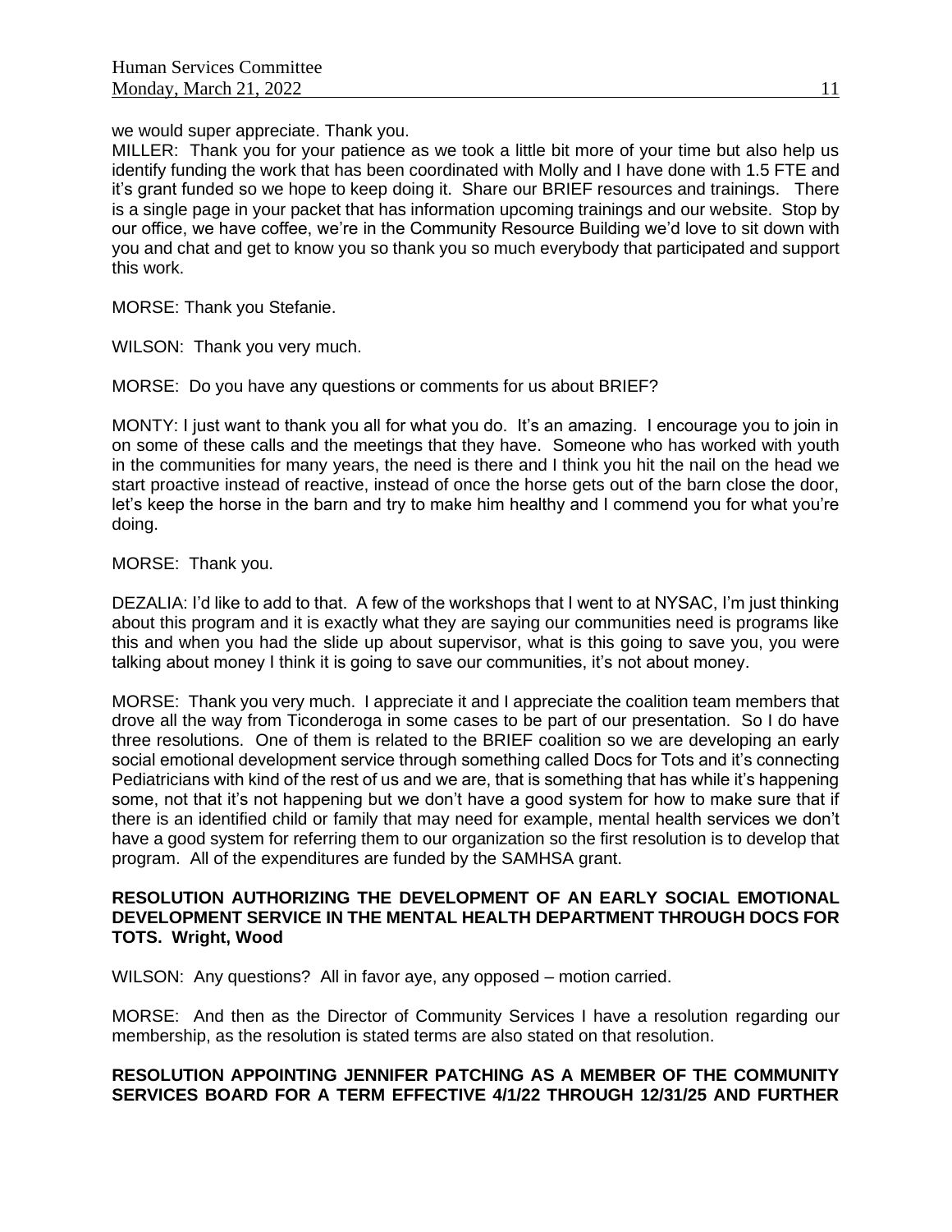we would super appreciate. Thank you.

MILLER: Thank you for your patience as we took a little bit more of your time but also help us identify funding the work that has been coordinated with Molly and I have done with 1.5 FTE and it's grant funded so we hope to keep doing it. Share our BRIEF resources and trainings. There is a single page in your packet that has information upcoming trainings and our website. Stop by our office, we have coffee, we're in the Community Resource Building we'd love to sit down with you and chat and get to know you so thank you so much everybody that participated and support this work.

MORSE: Thank you Stefanie.

WILSON: Thank you very much.

MORSE: Do you have any questions or comments for us about BRIEF?

MONTY: I just want to thank you all for what you do. It's an amazing. I encourage you to join in on some of these calls and the meetings that they have. Someone who has worked with youth in the communities for many years, the need is there and I think you hit the nail on the head we start proactive instead of reactive, instead of once the horse gets out of the barn close the door, let's keep the horse in the barn and try to make him healthy and I commend you for what you're doing.

MORSE: Thank you.

DEZALIA: I'd like to add to that. A few of the workshops that I went to at NYSAC, I'm just thinking about this program and it is exactly what they are saying our communities need is programs like this and when you had the slide up about supervisor, what is this going to save you, you were talking about money I think it is going to save our communities, it's not about money.

MORSE: Thank you very much. I appreciate it and I appreciate the coalition team members that drove all the way from Ticonderoga in some cases to be part of our presentation. So I do have three resolutions. One of them is related to the BRIEF coalition so we are developing an early social emotional development service through something called Docs for Tots and it's connecting Pediatricians with kind of the rest of us and we are, that is something that has while it's happening some, not that it's not happening but we don't have a good system for how to make sure that if there is an identified child or family that may need for example, mental health services we don't have a good system for referring them to our organization so the first resolution is to develop that program. All of the expenditures are funded by the SAMHSA grant.

**RESOLUTION AUTHORIZING THE DEVELOPMENT OF AN EARLY SOCIAL EMOTIONAL DEVELOPMENT SERVICE IN THE MENTAL HEALTH DEPARTMENT THROUGH DOCS FOR TOTS. Wright, Wood**

WILSON: Any questions? All in favor aye, any opposed – motion carried.

MORSE: And then as the Director of Community Services I have a resolution regarding our membership, as the resolution is stated terms are also stated on that resolution.

**RESOLUTION APPOINTING JENNIFER PATCHING AS A MEMBER OF THE COMMUNITY SERVICES BOARD FOR A TERM EFFECTIVE 4/1/22 THROUGH 12/31/25 AND FURTHER**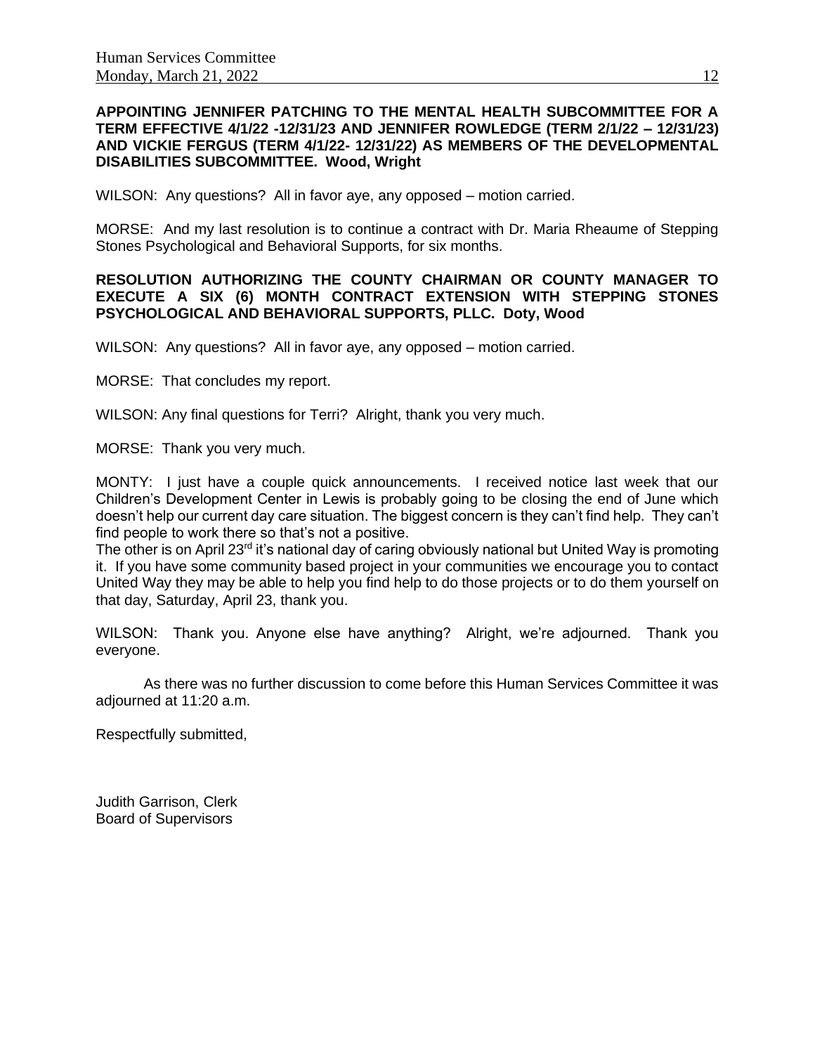**APPOINTING JENNIFER PATCHING TO THE MENTAL HEALTH SUBCOMMITTEE FOR A TERM EFFECTIVE 4/1/22 -12/31/23 AND JENNIFER ROWLEDGE (TERM 2/1/22 – 12/31/23) AND VICKIE FERGUS (TERM 4/1/22- 12/31/22) AS MEMBERS OF THE DEVELOPMENTAL DISABILITIES SUBCOMMITTEE. Wood, Wright**

WILSON: Any questions? All in favor aye, any opposed – motion carried.

MORSE: And my last resolution is to continue a contract with Dr. Maria Rheaume of Stepping Stones Psychological and Behavioral Supports, for six months.

**RESOLUTION AUTHORIZING THE COUNTY CHAIRMAN OR COUNTY MANAGER TO EXECUTE A SIX (6) MONTH CONTRACT EXTENSION WITH STEPPING STONES PSYCHOLOGICAL AND BEHAVIORAL SUPPORTS, PLLC. Doty, Wood**

WILSON: Any questions? All in favor aye, any opposed – motion carried.

MORSE: That concludes my report.

WILSON: Any final questions for Terri? Alright, thank you very much.

MORSE: Thank you very much.

MONTY: I just have a couple quick announcements. I received notice last week that our Children's Development Center in Lewis is probably going to be closing the end of June which doesn't help our current day care situation. The biggest concern is they can't find help. They can't find people to work there so that's not a positive.
The other is on April 23rd it's national day of caring obviously national but United Way is promoting it. If you have some community based project in your communities we encourage you to contact United Way they may be able to help you find help to do those projects or to do them yourself on that day, Saturday, April 23, thank you.

WILSON: Thank you. Anyone else have anything? Alright, we're adjourned. Thank you everyone.

As there was no further discussion to come before this Human Services Committee it was adjourned at 11:20 a.m.

Respectfully submitted,

Judith Garrison, Clerk
Board of Supervisors